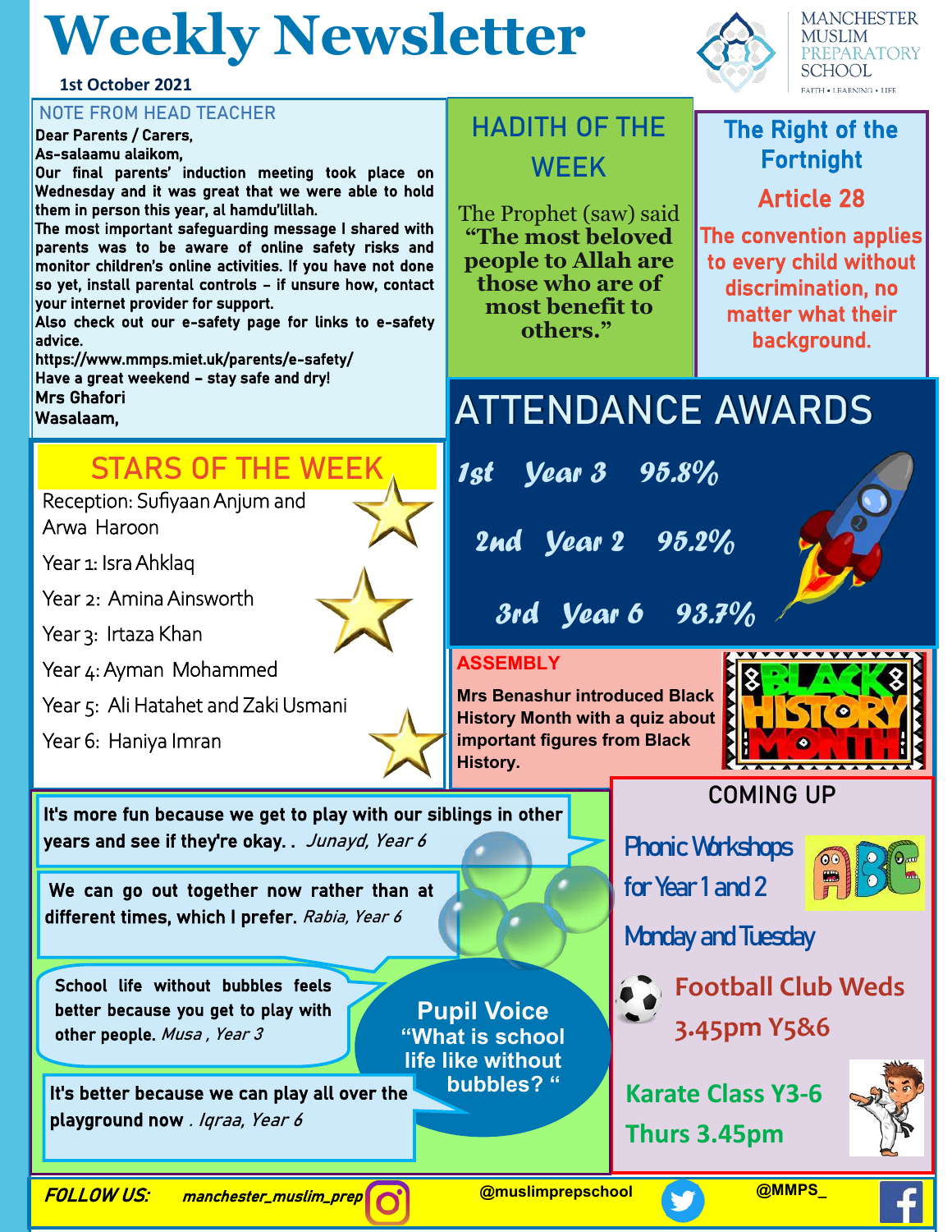# Weekly Newsletter

1st October 2021

MANCHESTER MUSLIM PREPARATORY SCHOOL
FAITH • LEARNING • LIFE

## NOTE FROM HEAD TEACHER

Dear Parents / Carers,

As-salaamu alaikom,

Our final parents' induction meeting took place on Wednesday and it was great that we were able to hold them in person this year, al hamdu'lillah.

The most important safeguarding message I shared with parents was to be aware of online safety risks and monitor children's online activities. If you have not done so yet, install parental controls – if unsure how, contact your internet provider for support.

Also check out our e-safety page for links to e-safety advice.

https://www.mmps.miet.uk/parents/e-safety/

Have a great weekend – stay safe and dry!

Mrs Ghafori

Wasalaam,

## HADITH OF THE WEEK

The Prophet (saw) said **"The most beloved people to Allah are those who are of most benefit to others."**

## The Right of the Fortnight

### Article 28

The convention applies to every child without discrimination, no matter what their background.

## STARS OF THE WEEK

- Reception: Sufiyaan Anjum and Arwa Haroon
- Year 1: Isra Ahklaq
- Year 2: Amina Ainsworth
- Year 3: Irtaza Khan
- Year 4: Ayman Mohammed
- Year 5: Ali Hatahet and Zaki Usmani
- Year 6: Haniya Imran

## ATTENDANCE AWARDS

| | | |
|---|---|---|
| 1st | Year 3 | 95.8% |
| 2nd | Year 2 | 95.2% |
| 3rd | Year 6 | 93.7% |

## ASSEMBLY

**Mrs Benashur introduced Black History Month with a quiz about important figures from Black History.**

## Pupil Voice

**"What is school life like without bubbles?"**

**It's more fun because we get to play with our siblings in other years and see if they're okay..** *Junayd, Year 6*

**We can go out together now rather than at different times, which I prefer.** *Rabia, Year 6*

**School life without bubbles feels better because you get to play with other people.** *Musa, Year 3*

**It's better because we can play all over the playground now**. *Iqraa, Year 6*

## COMING UP

- Phonic Workshops for Year 1 and 2 Monday and Tuesday
- Football Club Weds 3.45pm Y5&6
- Karate Class Y3-6 Thurs 3.45pm

**FOLLOW US:** manchester_muslim_prep | @muslimprepschool | @MMPS_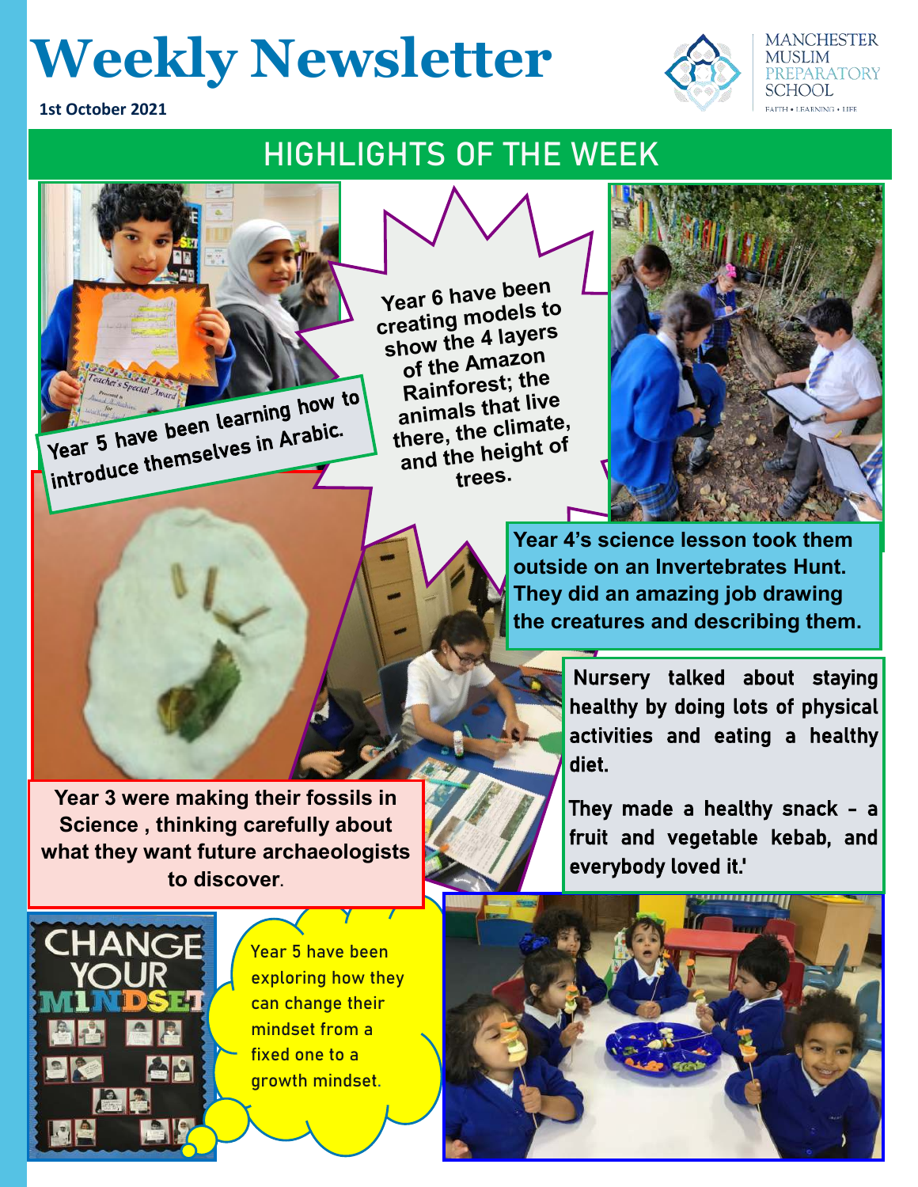# Weekly Newsletter

**1st October 2021**

MANCHESTER MUSLIM PREPARATORY SCHOOL

FAITH • LEARNING • LIFE

## HIGHLIGHTS OF THE WEEK

**Year 5 have been learning how to introduce themselves in Arabic.**

**Year 6 have been creating models to show the 4 layers of the Amazon Rainforest; the animals that live there, the climate, and the height of trees.**

**Year 4's science lesson took them outside on an Invertebrates Hunt. They did an amazing job drawing the creatures and describing them.**

**Year 3 were making their fossils in Science , thinking carefully about what they want future archaeologists to discover.**

**Nursery talked about staying healthy by doing lots of physical activities and eating a healthy diet.**

**They made a healthy snack - a fruit and vegetable kebab, and everybody loved it.'**

CHANGE YOUR MINDSET

Year 5 have been exploring how they can change their mindset from a fixed one to a growth mindset.